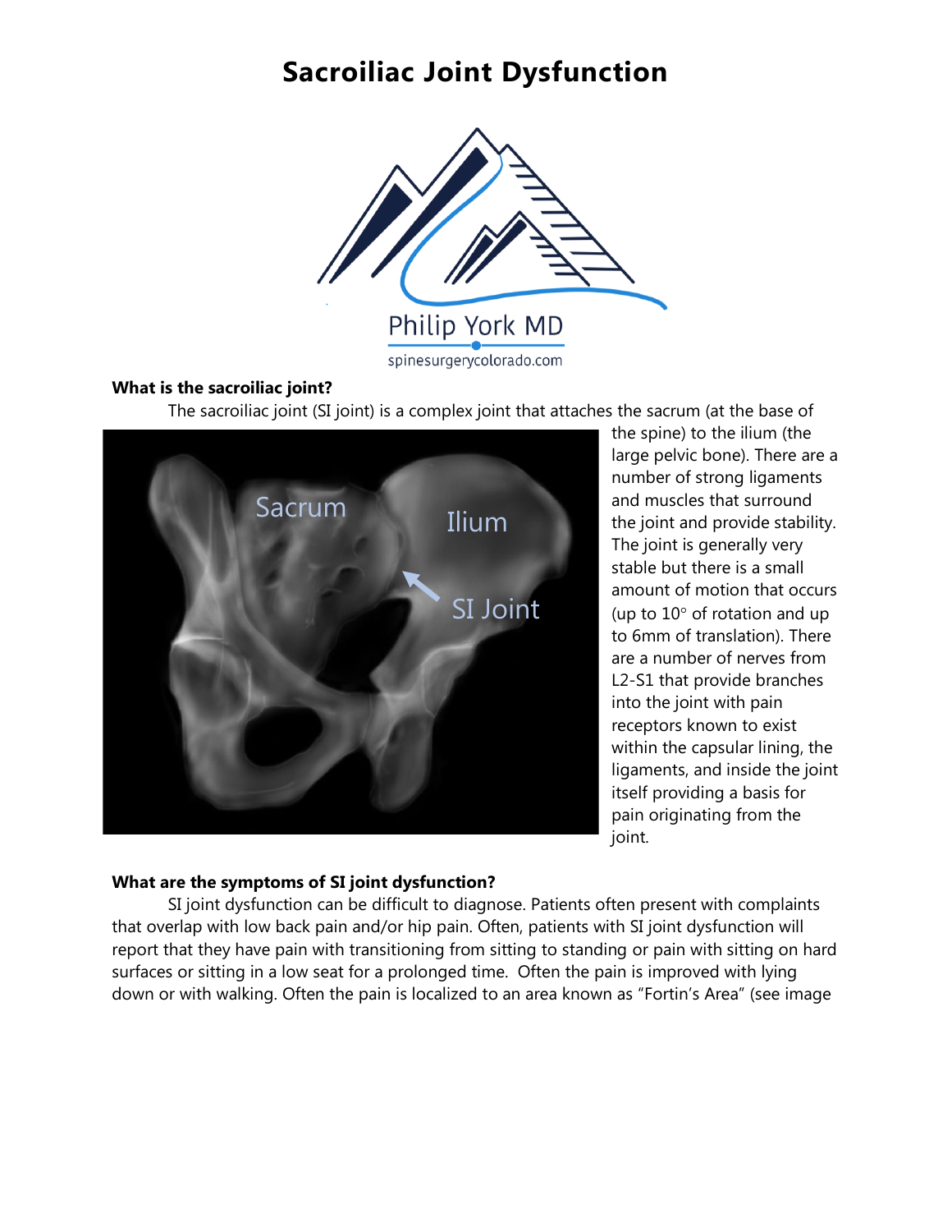# Sacroiliac Joint Dysfunction

Philip York MD

spinesurgerycolorado.com

**What is the sacroiliac joint?**

The sacroiliac joint (SI joint) is a complex joint that attaches the sacrum (at the base of the spine) to the ilium (the large pelvic bone). There are a number of strong ligaments and muscles that surround the joint and provide stability. The joint is generally very stable but there is a small amount of motion that occurs (up to 10° of rotation and up to 6mm of translation). There are a number of nerves from L2-S1 that provide branches into the joint with pain receptors known to exist within the capsular lining, the ligaments, and inside the joint itself providing a basis for pain originating from the joint.

Sacrum

Ilium

SI Joint

**What are the symptoms of SI joint dysfunction?**

SI joint dysfunction can be difficult to diagnose. Patients often present with complaints that overlap with low back pain and/or hip pain. Often, patients with SI joint dysfunction will report that they have pain with transitioning from sitting to standing or pain with sitting on hard surfaces or sitting in a low seat for a prolonged time. Often the pain is improved with lying down or with walking. Often the pain is localized to an area known as "Fortin's Area" (see image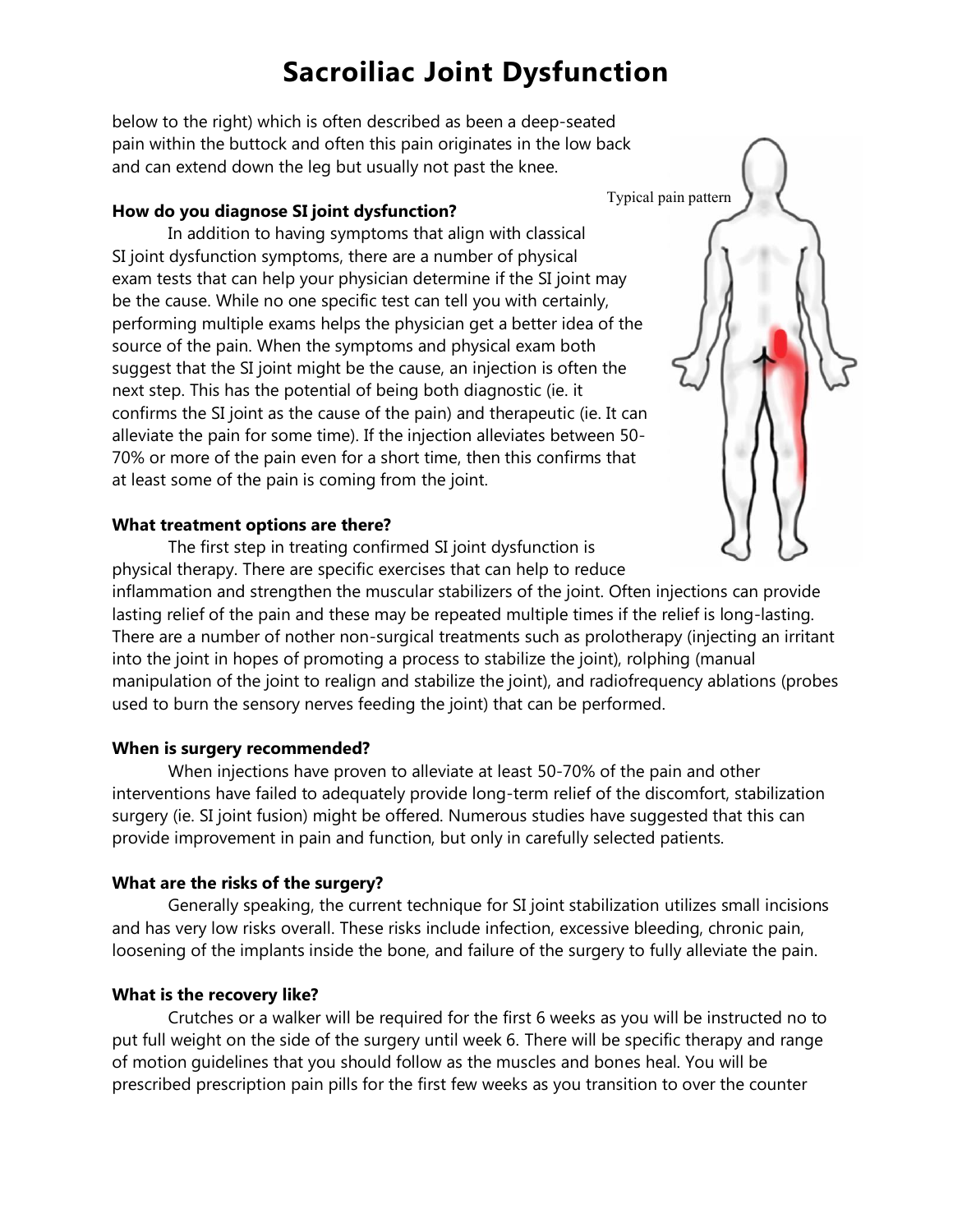# Sacroiliac Joint Dysfunction

below to the right) which is often described as been a deep-seated pain within the buttock and often this pain originates in the low back and can extend down the leg but usually not past the knee.

Typical pain pattern

**How do you diagnose SI joint dysfunction?**

In addition to having symptoms that align with classical SI joint dysfunction symptoms, there are a number of physical exam tests that can help your physician determine if the SI joint may be the cause. While no one specific test can tell you with certainly, performing multiple exams helps the physician get a better idea of the source of the pain. When the symptoms and physical exam both suggest that the SI joint might be the cause, an injection is often the next step. This has the potential of being both diagnostic (ie. it confirms the SI joint as the cause of the pain) and therapeutic (ie. It can alleviate the pain for some time). If the injection alleviates between 50-70% or more of the pain even for a short time, then this confirms that at least some of the pain is coming from the joint.

**What treatment options are there?**

The first step in treating confirmed SI joint dysfunction is physical therapy. There are specific exercises that can help to reduce inflammation and strengthen the muscular stabilizers of the joint. Often injections can provide lasting relief of the pain and these may be repeated multiple times if the relief is long-lasting. There are a number of nother non-surgical treatments such as prolotherapy (injecting an irritant into the joint in hopes of promoting a process to stabilize the joint), rolphing (manual manipulation of the joint to realign and stabilize the joint), and radiofrequency ablations (probes used to burn the sensory nerves feeding the joint) that can be performed.

**When is surgery recommended?**

When injections have proven to alleviate at least 50-70% of the pain and other interventions have failed to adequately provide long-term relief of the discomfort, stabilization surgery (ie. SI joint fusion) might be offered. Numerous studies have suggested that this can provide improvement in pain and function, but only in carefully selected patients.

**What are the risks of the surgery?**

Generally speaking, the current technique for SI joint stabilization utilizes small incisions and has very low risks overall. These risks include infection, excessive bleeding, chronic pain, loosening of the implants inside the bone, and failure of the surgery to fully alleviate the pain.

**What is the recovery like?**

Crutches or a walker will be required for the first 6 weeks as you will be instructed no to put full weight on the side of the surgery until week 6. There will be specific therapy and range of motion guidelines that you should follow as the muscles and bones heal. You will be prescribed prescription pain pills for the first few weeks as you transition to over the counter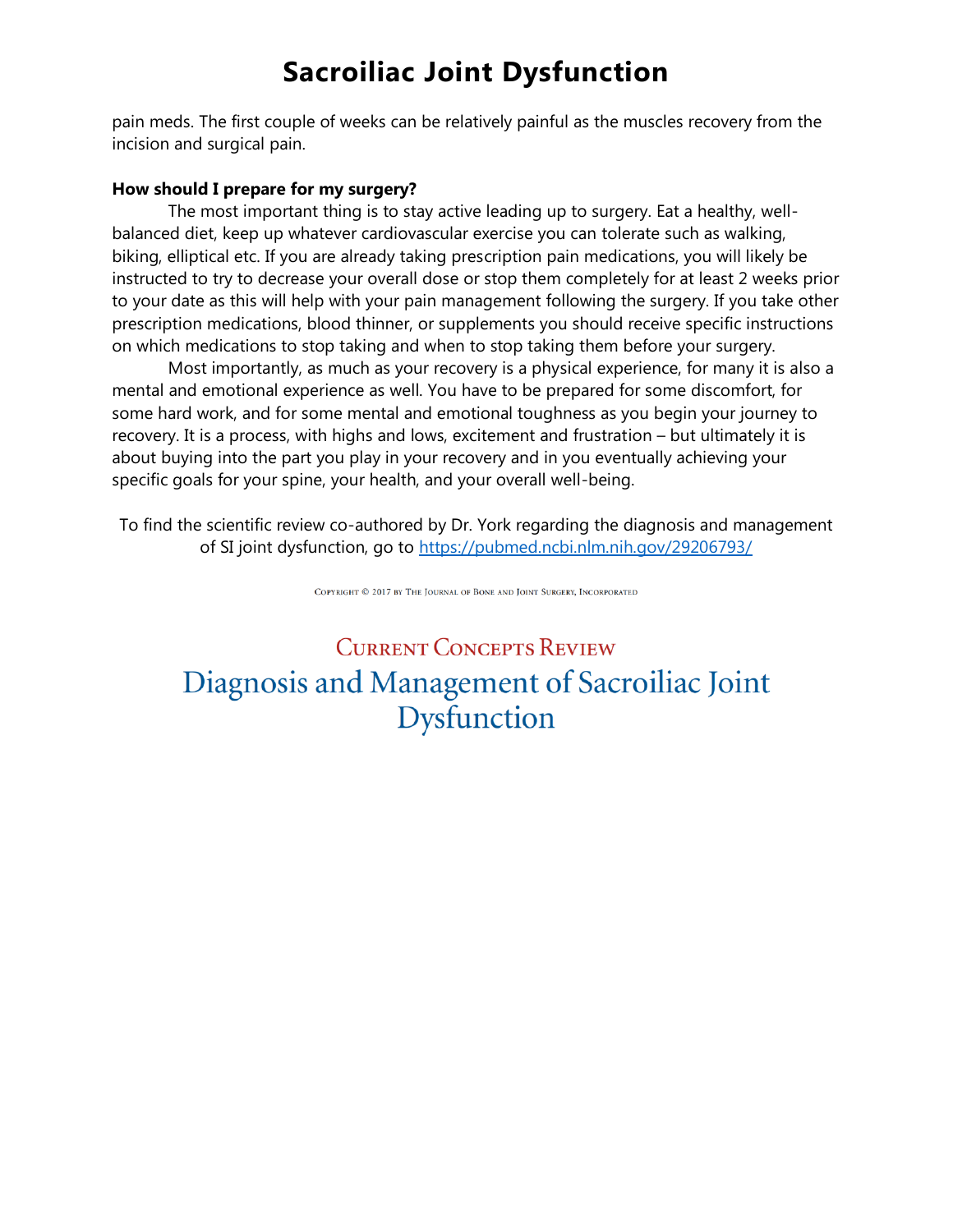pain meds. The first couple of weeks can be relatively painful as the muscles recovery from the incision and surgical pain.

**How should I prepare for my surgery?**

The most important thing is to stay active leading up to surgery. Eat a healthy, well-balanced diet, keep up whatever cardiovascular exercise you can tolerate such as walking, biking, elliptical etc. If you are already taking prescription pain medications, you will likely be instructed to try to decrease your overall dose or stop them completely for at least 2 weeks prior to your date as this will help with your pain management following the surgery. If you take other prescription medications, blood thinner, or supplements you should receive specific instructions on which medications to stop taking and when to stop taking them before your surgery.

Most importantly, as much as your recovery is a physical experience, for many it is also a mental and emotional experience as well. You have to be prepared for some discomfort, for some hard work, and for some mental and emotional toughness as you begin your journey to recovery. It is a process, with highs and lows, excitement and frustration – but ultimately it is about buying into the part you play in your recovery and in you eventually achieving your specific goals for your spine, your health, and your overall well-being.

To find the scientific review co-authored by Dr. York regarding the diagnosis and management of SI joint dysfunction, go to https://pubmed.ncbi.nlm.nih.gov/29206793/

Copyright © 2017 by The Journal of Bone and Joint Surgery, Incorporated

Current Concepts Review

## Diagnosis and Management of Sacroiliac Joint Dysfunction